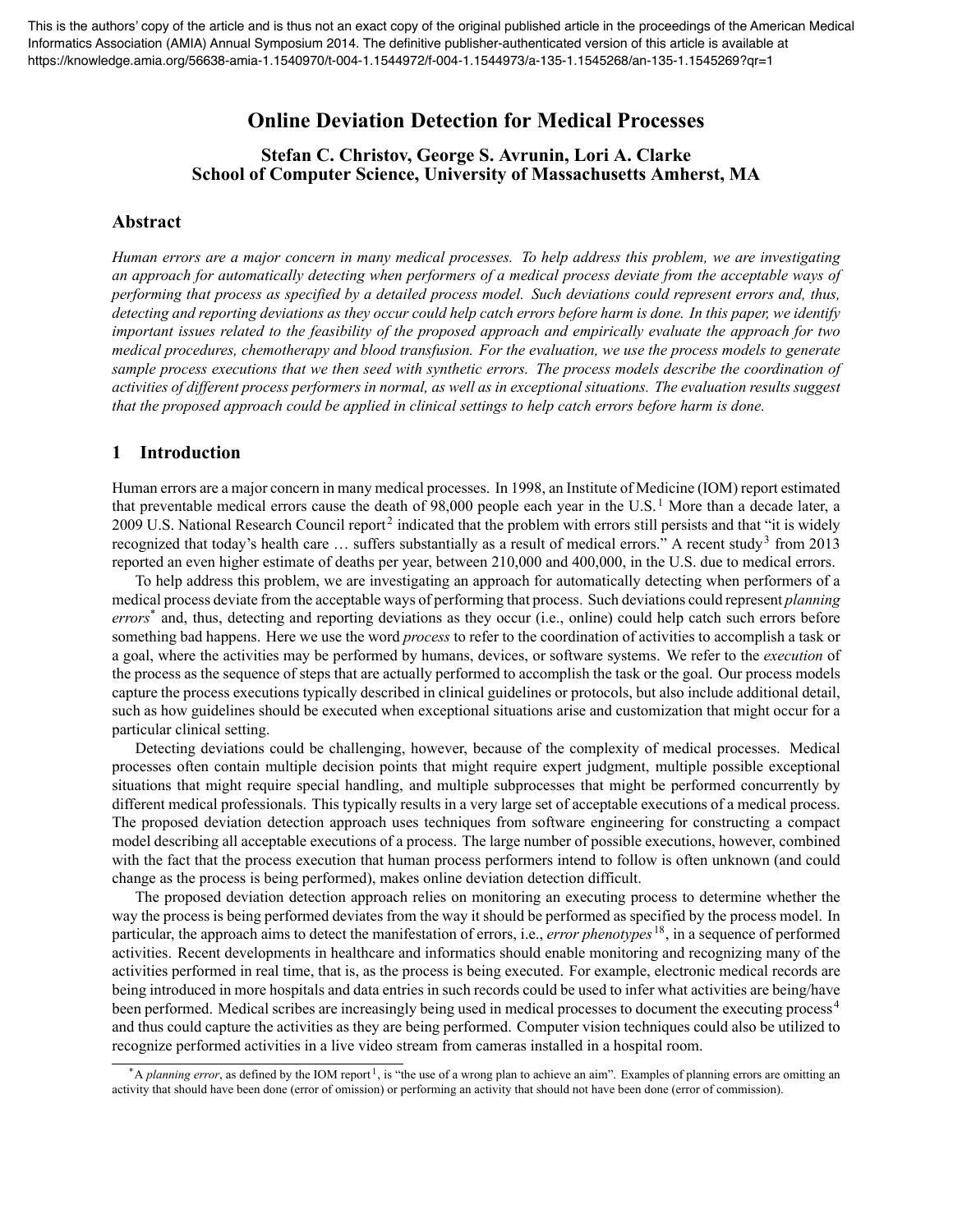This is the authors' copy of the article and is thus not an exact copy of the original published article in the proceedings of the American Medical Informatics Association (AMIA) Annual Symposium 2014. The definitive publisher-authenticated version of this article is available at https://knowledge.amia.org/56638-amia-1.1540970/t-004-1.1544972/f-004-1.1544973/a-135-1.1545268/an-135-1.1545269?qr=1

# Online Deviation Detection for Medical Processes

**Stefan C. Christov, George S. Avrunin, Lori A. Clarke**
**School of Computer Science, University of Massachusetts Amherst, MA**

## Abstract

*Human errors are a major concern in many medical processes. To help address this problem, we are investigating an approach for automatically detecting when performers of a medical process deviate from the acceptable ways of performing that process as specified by a detailed process model. Such deviations could represent errors and, thus, detecting and reporting deviations as they occur could help catch errors before harm is done. In this paper, we identify important issues related to the feasibility of the proposed approach and empirically evaluate the approach for two medical procedures, chemotherapy and blood transfusion. For the evaluation, we use the process models to generate sample process executions that we then seed with synthetic errors. The process models describe the coordination of activities of different process performers in normal, as well as in exceptional situations. The evaluation results suggest that the proposed approach could be applied in clinical settings to help catch errors before harm is done.*

## 1 Introduction

Human errors are a major concern in many medical processes. In 1998, an Institute of Medicine (IOM) report estimated that preventable medical errors cause the death of 98,000 people each year in the U.S.[1] More than a decade later, a 2009 U.S. National Research Council report[2] indicated that the problem with errors still persists and that "it is widely recognized that today's health care … suffers substantially as a result of medical errors." A recent study[3] from 2013 reported an even higher estimate of deaths per year, between 210,000 and 400,000, in the U.S. due to medical errors.

To help address this problem, we are investigating an approach for automatically detecting when performers of a medical process deviate from the acceptable ways of performing that process. Such deviations could represent *planning errors*[*] and, thus, detecting and reporting deviations as they occur (i.e., online) could help catch such errors before something bad happens. Here we use the word *process* to refer to the coordination of activities to accomplish a task or a goal, where the activities may be performed by humans, devices, or software systems. We refer to the *execution* of the process as the sequence of steps that are actually performed to accomplish the task or the goal. Our process models capture the process executions typically described in clinical guidelines or protocols, but also include additional detail, such as how guidelines should be executed when exceptional situations arise and customization that might occur for a particular clinical setting.

Detecting deviations could be challenging, however, because of the complexity of medical processes. Medical processes often contain multiple decision points that might require expert judgment, multiple possible exceptional situations that might require special handling, and multiple subprocesses that might be performed concurrently by different medical professionals. This typically results in a very large set of acceptable executions of a medical process. The proposed deviation detection approach uses techniques from software engineering for constructing a compact model describing all acceptable executions of a process. The large number of possible executions, however, combined with the fact that the process execution that human process performers intend to follow is often unknown (and could change as the process is being performed), makes online deviation detection difficult.

The proposed deviation detection approach relies on monitoring an executing process to determine whether the way the process is being performed deviates from the way it should be performed as specified by the process model. In particular, the approach aims to detect the manifestation of errors, i.e., *error phenotypes*[18], in a sequence of performed activities. Recent developments in healthcare and informatics should enable monitoring and recognizing many of the activities performed in real time, that is, as the process is being executed. For example, electronic medical records are being introduced in more hospitals and data entries in such records could be used to infer what activities are being/have been performed. Medical scribes are increasingly being used in medical processes to document the executing process[4] and thus could capture the activities as they are being performed. Computer vision techniques could also be utilized to recognize performed activities in a live video stream from cameras installed in a hospital room.

[*] A *planning error*, as defined by the IOM report[1], is "the use of a wrong plan to achieve an aim". Examples of planning errors are omitting an activity that should have been done (error of omission) or performing an activity that should not have been done (error of commission).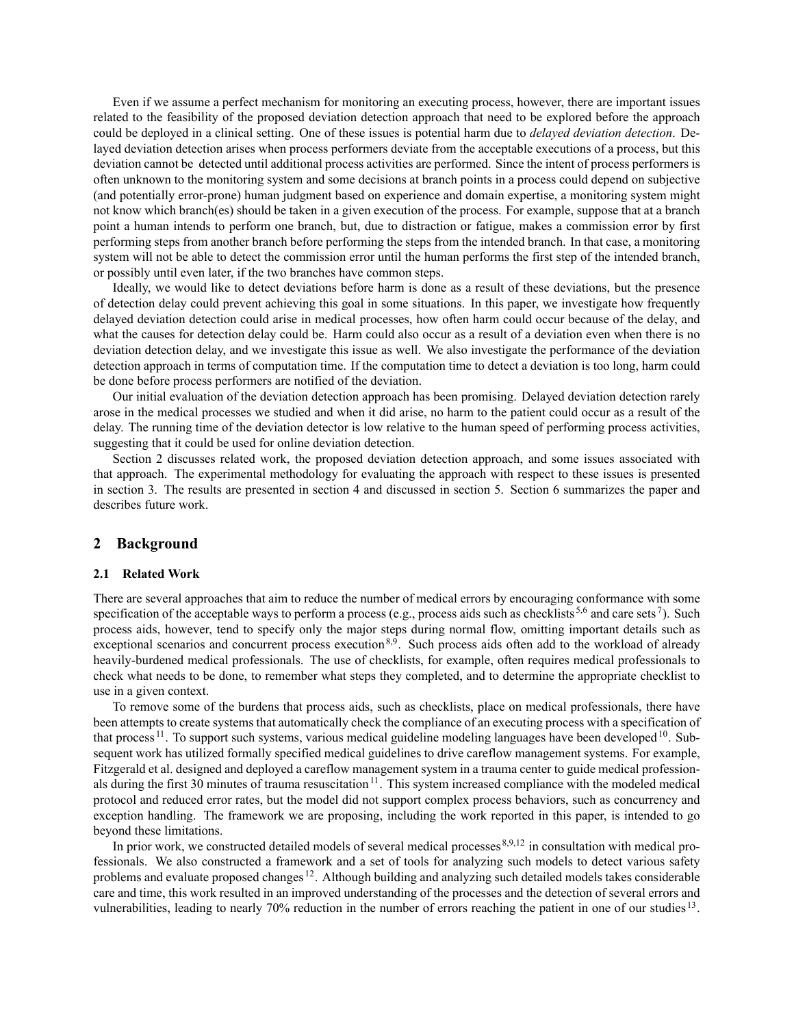Even if we assume a perfect mechanism for monitoring an executing process, however, there are important issues related to the feasibility of the proposed deviation detection approach that need to be explored before the approach could be deployed in a clinical setting. One of these issues is potential harm due to *delayed deviation detection*. Delayed deviation detection arises when process performers deviate from the acceptable executions of a process, but this deviation cannot be detected until additional process activities are performed. Since the intent of process performers is often unknown to the monitoring system and some decisions at branch points in a process could depend on subjective (and potentially error-prone) human judgment based on experience and domain expertise, a monitoring system might not know which branch(es) should be taken in a given execution of the process. For example, suppose that at a branch point a human intends to perform one branch, but, due to distraction or fatigue, makes a commission error by first performing steps from another branch before performing the steps from the intended branch. In that case, a monitoring system will not be able to detect the commission error until the human performs the first step of the intended branch, or possibly until even later, if the two branches have common steps.

Ideally, we would like to detect deviations before harm is done as a result of these deviations, but the presence of detection delay could prevent achieving this goal in some situations. In this paper, we investigate how frequently delayed deviation detection could arise in medical processes, how often harm could occur because of the delay, and what the causes for detection delay could be. Harm could also occur as a result of a deviation even when there is no deviation detection delay, and we investigate this issue as well. We also investigate the performance of the deviation detection approach in terms of computation time. If the computation time to detect a deviation is too long, harm could be done before process performers are notified of the deviation.

Our initial evaluation of the deviation detection approach has been promising. Delayed deviation detection rarely arose in the medical processes we studied and when it did arise, no harm to the patient could occur as a result of the delay. The running time of the deviation detector is low relative to the human speed of performing process activities, suggesting that it could be used for online deviation detection.

Section 2 discusses related work, the proposed deviation detection approach, and some issues associated with that approach. The experimental methodology for evaluating the approach with respect to these issues is presented in section 3. The results are presented in section 4 and discussed in section 5. Section 6 summarizes the paper and describes future work.

## 2 Background

### 2.1 Related Work

There are several approaches that aim to reduce the number of medical errors by encouraging conformance with some specification of the acceptable ways to perform a process (e.g., process aids such as checklists[5,6] and care sets[7]). Such process aids, however, tend to specify only the major steps during normal flow, omitting important details such as exceptional scenarios and concurrent process execution[8,9]. Such process aids often add to the workload of already heavily-burdened medical professionals. The use of checklists, for example, often requires medical professionals to check what needs to be done, to remember what steps they completed, and to determine the appropriate checklist to use in a given context.

To remove some of the burdens that process aids, such as checklists, place on medical professionals, there have been attempts to create systems that automatically check the compliance of an executing process with a specification of that process[11]. To support such systems, various medical guideline modeling languages have been developed[10]. Subsequent work has utilized formally specified medical guidelines to drive careflow management systems. For example, Fitzgerald et al. designed and deployed a careflow management system in a trauma center to guide medical professionals during the first 30 minutes of trauma resuscitation[11]. This system increased compliance with the modeled medical protocol and reduced error rates, but the model did not support complex process behaviors, such as concurrency and exception handling. The framework we are proposing, including the work reported in this paper, is intended to go beyond these limitations.

In prior work, we constructed detailed models of several medical processes[8,9,12] in consultation with medical professionals. We also constructed a framework and a set of tools for analyzing such models to detect various safety problems and evaluate proposed changes[12]. Although building and analyzing such detailed models takes considerable care and time, this work resulted in an improved understanding of the processes and the detection of several errors and vulnerabilities, leading to nearly 70% reduction in the number of errors reaching the patient in one of our studies[13].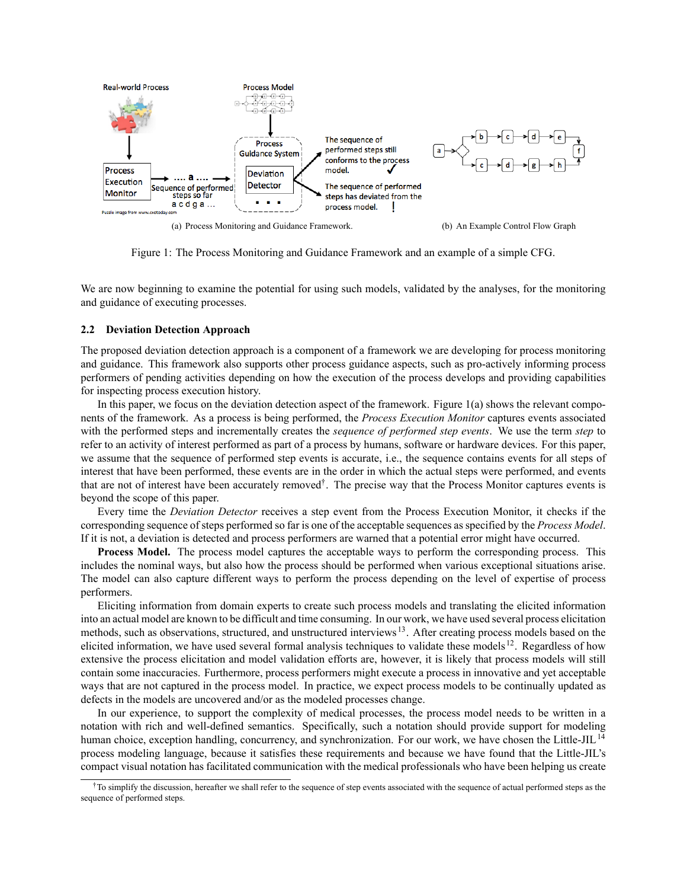(a) Process Monitoring and Guidance Framework.

(b) An Example Control Flow Graph

Figure 1: The Process Monitoring and Guidance Framework and an example of a simple CFG.

We are now beginning to examine the potential for using such models, validated by the analyses, for the monitoring and guidance of executing processes.

### 2.2 Deviation Detection Approach

The proposed deviation detection approach is a component of a framework we are developing for process monitoring and guidance. This framework also supports other process guidance aspects, such as pro-actively informing process performers of pending activities depending on how the execution of the process develops and providing capabilities for inspecting process execution history.

In this paper, we focus on the deviation detection aspect of the framework. Figure 1(a) shows the relevant components of the framework. As a process is being performed, the *Process Execution Monitor* captures events associated with the performed steps and incrementally creates the *sequence of performed step events*. We use the term *step* to refer to an activity of interest performed as part of a process by humans, software or hardware devices. For this paper, we assume that the sequence of performed step events is accurate, i.e., the sequence contains events for all steps of interest that have been performed, these events are in the order in which the actual steps were performed, and events that are not of interest have been accurately removed[†]. The precise way that the Process Monitor captures events is beyond the scope of this paper.

Every time the *Deviation Detector* receives a step event from the Process Execution Monitor, it checks if the corresponding sequence of steps performed so far is one of the acceptable sequences as specified by the *Process Model*. If it is not, a deviation is detected and process performers are warned that a potential error might have occurred.

**Process Model.** The process model captures the acceptable ways to perform the corresponding process. This includes the nominal ways, but also how the process should be performed when various exceptional situations arise. The model can also capture different ways to perform the process depending on the level of expertise of process performers.

Eliciting information from domain experts to create such process models and translating the elicited information into an actual model are known to be difficult and time consuming. In our work, we have used several process elicitation methods, such as observations, structured, and unstructured interviews[13]. After creating process models based on the elicited information, we have used several formal analysis techniques to validate these models[12]. Regardless of how extensive the process elicitation and model validation efforts are, however, it is likely that process models will still contain some inaccuracies. Furthermore, process performers might execute a process in innovative and yet acceptable ways that are not captured in the process model. In practice, we expect process models to be continually updated as defects in the models are uncovered and/or as the modeled processes change.

In our experience, to support the complexity of medical processes, the process model needs to be written in a notation with rich and well-defined semantics. Specifically, such a notation should provide support for modeling human choice, exception handling, concurrency, and synchronization. For our work, we have chosen the Little-JIL[14] process modeling language, because it satisfies these requirements and because we have found that the Little-JIL's compact visual notation has facilitated communication with the medical professionals who have been helping us create

[†]To simplify the discussion, hereafter we shall refer to the sequence of step events associated with the sequence of actual performed steps as the sequence of performed steps.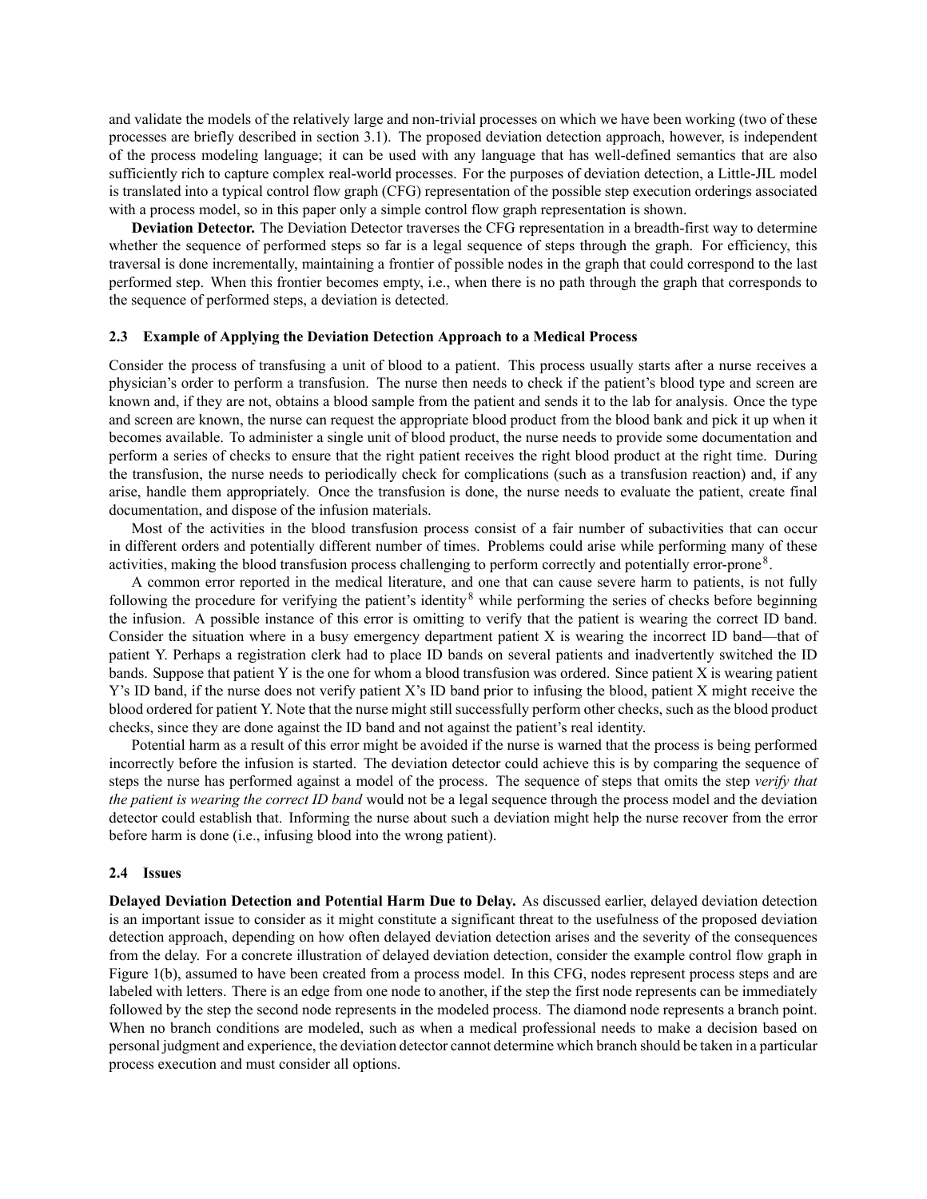and validate the models of the relatively large and non-trivial processes on which we have been working (two of these processes are briefly described in section 3.1). The proposed deviation detection approach, however, is independent of the process modeling language; it can be used with any language that has well-defined semantics that are also sufficiently rich to capture complex real-world processes. For the purposes of deviation detection, a Little-JIL model is translated into a typical control flow graph (CFG) representation of the possible step execution orderings associated with a process model, so in this paper only a simple control flow graph representation is shown.

**Deviation Detector.** The Deviation Detector traverses the CFG representation in a breadth-first way to determine whether the sequence of performed steps so far is a legal sequence of steps through the graph. For efficiency, this traversal is done incrementally, maintaining a frontier of possible nodes in the graph that could correspond to the last performed step. When this frontier becomes empty, i.e., when there is no path through the graph that corresponds to the sequence of performed steps, a deviation is detected.

### 2.3 Example of Applying the Deviation Detection Approach to a Medical Process

Consider the process of transfusing a unit of blood to a patient. This process usually starts after a nurse receives a physician's order to perform a transfusion. The nurse then needs to check if the patient's blood type and screen are known and, if they are not, obtains a blood sample from the patient and sends it to the lab for analysis. Once the type and screen are known, the nurse can request the appropriate blood product from the blood bank and pick it up when it becomes available. To administer a single unit of blood product, the nurse needs to provide some documentation and perform a series of checks to ensure that the right patient receives the right blood product at the right time. During the transfusion, the nurse needs to periodically check for complications (such as a transfusion reaction) and, if any arise, handle them appropriately. Once the transfusion is done, the nurse needs to evaluate the patient, create final documentation, and dispose of the infusion materials.

Most of the activities in the blood transfusion process consist of a fair number of subactivities that can occur in different orders and potentially different number of times. Problems could arise while performing many of these activities, making the blood transfusion process challenging to perform correctly and potentially error-prone[8].

A common error reported in the medical literature, and one that can cause severe harm to patients, is not fully following the procedure for verifying the patient's identity[8] while performing the series of checks before beginning the infusion. A possible instance of this error is omitting to verify that the patient is wearing the correct ID band. Consider the situation where in a busy emergency department patient X is wearing the incorrect ID band—that of patient Y. Perhaps a registration clerk had to place ID bands on several patients and inadvertently switched the ID bands. Suppose that patient Y is the one for whom a blood transfusion was ordered. Since patient X is wearing patient Y's ID band, if the nurse does not verify patient X's ID band prior to infusing the blood, patient X might receive the blood ordered for patient Y. Note that the nurse might still successfully perform other checks, such as the blood product checks, since they are done against the ID band and not against the patient's real identity.

Potential harm as a result of this error might be avoided if the nurse is warned that the process is being performed incorrectly before the infusion is started. The deviation detector could achieve this is by comparing the sequence of steps the nurse has performed against a model of the process. The sequence of steps that omits the step *verify that the patient is wearing the correct ID band* would not be a legal sequence through the process model and the deviation detector could establish that. Informing the nurse about such a deviation might help the nurse recover from the error before harm is done (i.e., infusing blood into the wrong patient).

### 2.4 Issues

**Delayed Deviation Detection and Potential Harm Due to Delay.** As discussed earlier, delayed deviation detection is an important issue to consider as it might constitute a significant threat to the usefulness of the proposed deviation detection approach, depending on how often delayed deviation detection arises and the severity of the consequences from the delay. For a concrete illustration of delayed deviation detection, consider the example control flow graph in Figure 1(b), assumed to have been created from a process model. In this CFG, nodes represent process steps and are labeled with letters. There is an edge from one node to another, if the step the first node represents can be immediately followed by the step the second node represents in the modeled process. The diamond node represents a branch point. When no branch conditions are modeled, such as when a medical professional needs to make a decision based on personal judgment and experience, the deviation detector cannot determine which branch should be taken in a particular process execution and must consider all options.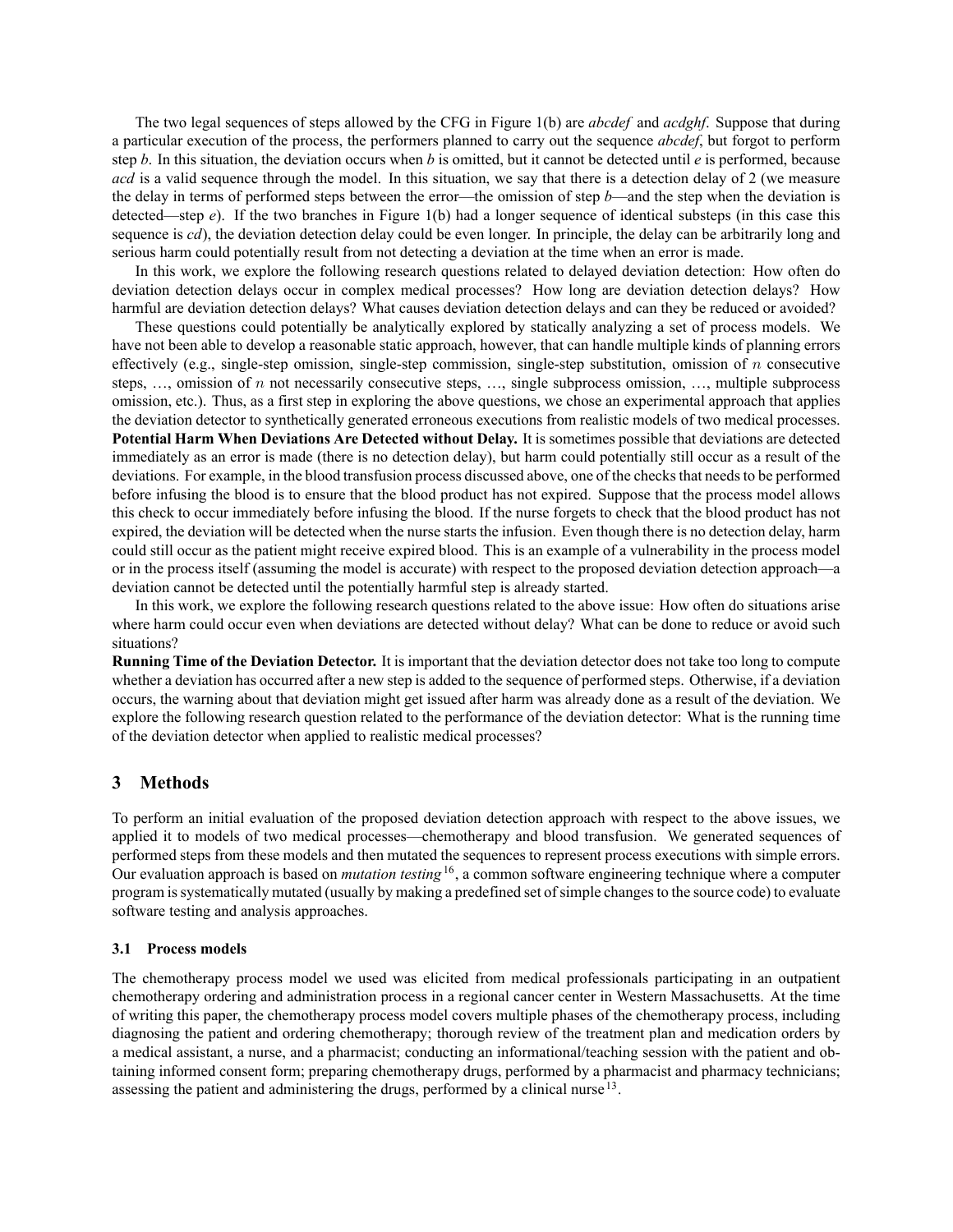The two legal sequences of steps allowed by the CFG in Figure 1(b) are *abcdef* and *acdghf*. Suppose that during a particular execution of the process, the performers planned to carry out the sequence *abcdef*, but forgot to perform step *b*. In this situation, the deviation occurs when *b* is omitted, but it cannot be detected until *e* is performed, because *acd* is a valid sequence through the model. In this situation, we say that there is a detection delay of 2 (we measure the delay in terms of performed steps between the error—the omission of step *b*—and the step when the deviation is detected—step *e*). If the two branches in Figure 1(b) had a longer sequence of identical substeps (in this case this sequence is *cd*), the deviation detection delay could be even longer. In principle, the delay can be arbitrarily long and serious harm could potentially result from not detecting a deviation at the time when an error is made.

In this work, we explore the following research questions related to delayed deviation detection: How often do deviation detection delays occur in complex medical processes? How long are deviation detection delays? How harmful are deviation detection delays? What causes deviation detection delays and can they be reduced or avoided?

These questions could potentially be analytically explored by statically analyzing a set of process models. We have not been able to develop a reasonable static approach, however, that can handle multiple kinds of planning errors effectively (e.g., single-step omission, single-step commission, single-step substitution, omission of $n$ consecutive steps, …, omission of $n$ not necessarily consecutive steps, …, single subprocess omission, …, multiple subprocess omission, etc.). Thus, as a first step in exploring the above questions, we chose an experimental approach that applies the deviation detector to synthetically generated erroneous executions from realistic models of two medical processes.

**Potential Harm When Deviations Are Detected without Delay.** It is sometimes possible that deviations are detected immediately as an error is made (there is no detection delay), but harm could potentially still occur as a result of the deviations. For example, in the blood transfusion process discussed above, one of the checks that needs to be performed before infusing the blood is to ensure that the blood product has not expired. Suppose that the process model allows this check to occur immediately before infusing the blood. If the nurse forgets to check that the blood product has not expired, the deviation will be detected when the nurse starts the infusion. Even though there is no detection delay, harm could still occur as the patient might receive expired blood. This is an example of a vulnerability in the process model or in the process itself (assuming the model is accurate) with respect to the proposed deviation detection approach—a deviation cannot be detected until the potentially harmful step is already started.

In this work, we explore the following research questions related to the above issue: How often do situations arise where harm could occur even when deviations are detected without delay? What can be done to reduce or avoid such situations?

**Running Time of the Deviation Detector.** It is important that the deviation detector does not take too long to compute whether a deviation has occurred after a new step is added to the sequence of performed steps. Otherwise, if a deviation occurs, the warning about that deviation might get issued after harm was already done as a result of the deviation. We explore the following research question related to the performance of the deviation detector: What is the running time of the deviation detector when applied to realistic medical processes?

## 3 Methods

To perform an initial evaluation of the proposed deviation detection approach with respect to the above issues, we applied it to models of two medical processes—chemotherapy and blood transfusion. We generated sequences of performed steps from these models and then mutated the sequences to represent process executions with simple errors. Our evaluation approach is based on *mutation testing*[16], a common software engineering technique where a computer program is systematically mutated (usually by making a predefined set of simple changes to the source code) to evaluate software testing and analysis approaches.

### 3.1 Process models

The chemotherapy process model we used was elicited from medical professionals participating in an outpatient chemotherapy ordering and administration process in a regional cancer center in Western Massachusetts. At the time of writing this paper, the chemotherapy process model covers multiple phases of the chemotherapy process, including diagnosing the patient and ordering chemotherapy; thorough review of the treatment plan and medication orders by a medical assistant, a nurse, and a pharmacist; conducting an informational/teaching session with the patient and obtaining informed consent form; preparing chemotherapy drugs, performed by a pharmacist and pharmacy technicians; assessing the patient and administering the drugs, performed by a clinical nurse[13].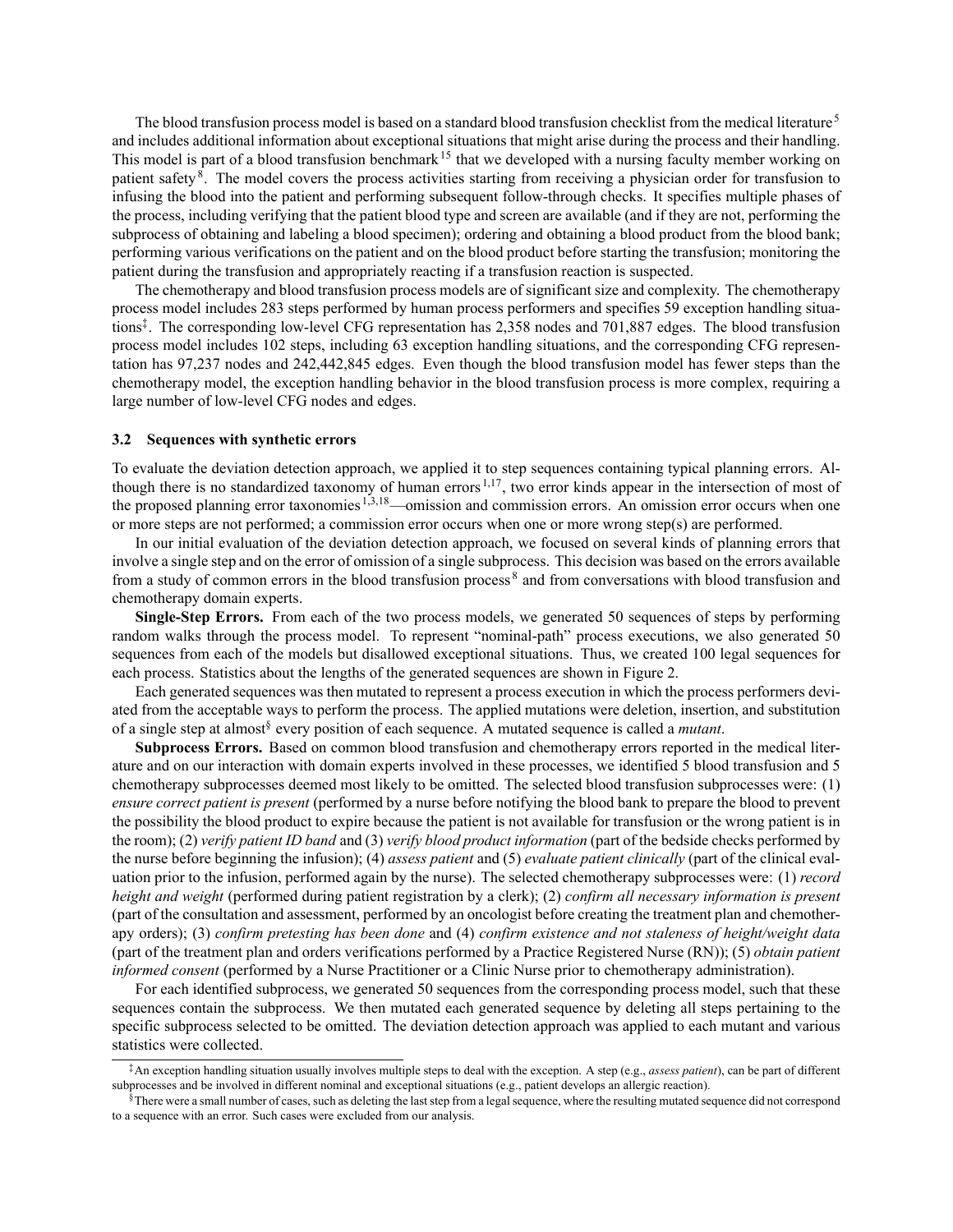The blood transfusion process model is based on a standard blood transfusion checklist from the medical literature[5] and includes additional information about exceptional situations that might arise during the process and their handling. This model is part of a blood transfusion benchmark[15] that we developed with a nursing faculty member working on patient safety[8]. The model covers the process activities starting from receiving a physician order for transfusion to infusing the blood into the patient and performing subsequent follow-through checks. It specifies multiple phases of the process, including verifying that the patient blood type and screen are available (and if they are not, performing the subprocess of obtaining and labeling a blood specimen); ordering and obtaining a blood product from the blood bank; performing various verifications on the patient and on the blood product before starting the transfusion; monitoring the patient during the transfusion and appropriately reacting if a transfusion reaction is suspected.

The chemotherapy and blood transfusion process models are of significant size and complexity. The chemotherapy process model includes 283 steps performed by human process performers and specifies 59 exception handling situations[‡]. The corresponding low-level CFG representation has 2,358 nodes and 701,887 edges. The blood transfusion process model includes 102 steps, including 63 exception handling situations, and the corresponding CFG representation has 97,237 nodes and 242,442,845 edges. Even though the blood transfusion model has fewer steps than the chemotherapy model, the exception handling behavior in the blood transfusion process is more complex, requiring a large number of low-level CFG nodes and edges.

### 3.2 Sequences with synthetic errors

To evaluate the deviation detection approach, we applied it to step sequences containing typical planning errors. Although there is no standardized taxonomy of human errors[1,17], two error kinds appear in the intersection of most of the proposed planning error taxonomies[1,3,18]—omission and commission errors. An omission error occurs when one or more steps are not performed; a commission error occurs when one or more wrong step(s) are performed.

In our initial evaluation of the deviation detection approach, we focused on several kinds of planning errors that involve a single step and on the error of omission of a single subprocess. This decision was based on the errors available from a study of common errors in the blood transfusion process[8] and from conversations with blood transfusion and chemotherapy domain experts.

**Single-Step Errors.** From each of the two process models, we generated 50 sequences of steps by performing random walks through the process model. To represent "nominal-path" process executions, we also generated 50 sequences from each of the models but disallowed exceptional situations. Thus, we created 100 legal sequences for each process. Statistics about the lengths of the generated sequences are shown in Figure 2.

Each generated sequences was then mutated to represent a process execution in which the process performers deviated from the acceptable ways to perform the process. The applied mutations were deletion, insertion, and substitution of a single step at almost[§] every position of each sequence. A mutated sequence is called a *mutant*.

**Subprocess Errors.** Based on common blood transfusion and chemotherapy errors reported in the medical literature and on our interaction with domain experts involved in these processes, we identified 5 blood transfusion and 5 chemotherapy subprocesses deemed most likely to be omitted. The selected blood transfusion subprocesses were: (1) *ensure correct patient is present* (performed by a nurse before notifying the blood bank to prepare the blood to prevent the possibility the blood product to expire because the patient is not available for transfusion or the wrong patient is in the room); (2) *verify patient ID band* and (3) *verify blood product information* (part of the bedside checks performed by the nurse before beginning the infusion); (4) *assess patient* and (5) *evaluate patient clinically* (part of the clinical evaluation prior to the infusion, performed again by the nurse). The selected chemotherapy subprocesses were: (1) *record height and weight* (performed during patient registration by a clerk); (2) *confirm all necessary information is present* (part of the consultation and assessment, performed by an oncologist before creating the treatment plan and chemotherapy orders); (3) *confirm pretesting has been done* and (4) *confirm existence and not staleness of height/weight data* (part of the treatment plan and orders verifications performed by a Practice Registered Nurse (RN)); (5) *obtain patient informed consent* (performed by a Nurse Practitioner or a Clinic Nurse prior to chemotherapy administration).

For each identified subprocess, we generated 50 sequences from the corresponding process model, such that these sequences contain the subprocess. We then mutated each generated sequence by deleting all steps pertaining to the specific subprocess selected to be omitted. The deviation detection approach was applied to each mutant and various statistics were collected.

---

[‡] An exception handling situation usually involves multiple steps to deal with the exception. A step (e.g., *assess patient*), can be part of different subprocesses and be involved in different nominal and exceptional situations (e.g., patient develops an allergic reaction).

[§] There were a small number of cases, such as deleting the last step from a legal sequence, where the resulting mutated sequence did not correspond to a sequence with an error. Such cases were excluded from our analysis.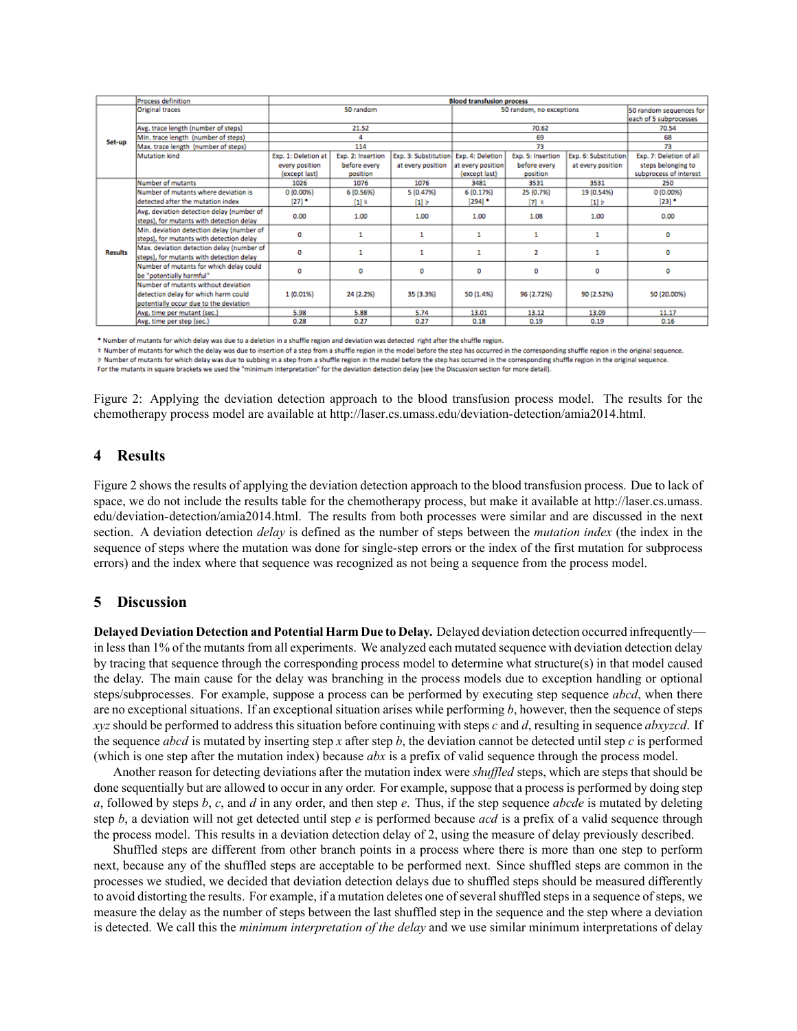| | Process definition | Blood transfusion process | | | | | | |
|---|---|---|---|---|---|---|---|---|
| Set-up | Original traces | 50 random | | | 50 random, no exceptions | | | 50 random sequences for each of 5 subprocesses |
| | Avg. trace length (number of steps) | 21.52 | | | 70.62 | | | 70.54 |
| | Min. trace length (number of steps) | 4 | | | 69 | | | 68 |
| | Max. trace length (number of steps) | 114 | | | 73 | | | 73 |
| | Mutation kind | Exp. 1: Deletion at every position (except last) | Exp. 2: Insertion before every position | Exp. 3: Substitution at every position | Exp. 4: Deletion at every position (except last) | Exp. 5: Insertion before every position | Exp. 6: Substitution at every position | Exp. 7: Deletion of all steps belonging to subprocess of interest |
| Results | Number of mutants | 1026 | 1076 | 1076 | 3481 | 3531 | 3531 | 250 |
| | Number of mutants where deviation is detected after the mutation index | 0 (0.00%) [27] * | 6 (0.56%) [1] ♮ | 5 (0.47%) [1] ♭ | 6 (0.17%) [294] * | 25 (0.7%) [7] ♮ | 19 (0.54%) [1] ♭ | 0 (0.00%) [23] * |
| | Avg. deviation detection delay (number of steps), for mutants with detection delay | 0.00 | 1.00 | 1.00 | 1.00 | 1.08 | 1.00 | 0.00 |
| | Min. deviation detection delay (number of steps), for mutants with detection delay | 0 | 1 | 1 | 1 | 1 | 1 | 0 |
| | Max. deviation detection delay (number of steps), for mutants with detection delay | 0 | 1 | 1 | 1 | 2 | 1 | 0 |
| | Number of mutants for which delay could be "potentially harmful" | 0 | 0 | 0 | 0 | 0 | 0 | 0 |
| | Number of mutants without deviation detection delay for which harm could potentially occur due to the deviation | 1 (0.01%) | 24 (2.2%) | 35 (3.3%) | 50 (1.4%) | 96 (2.72%) | 90 (2.52%) | 50 (20.00%) |
| | Avg. time per mutant (sec.) | 5.98 | 5.88 | 5.74 | 13.01 | 13.12 | 13.09 | 11.17 |
| | Avg. time per step (sec.) | 0.28 | 0.27 | 0.27 | 0.18 | 0.19 | 0.19 | 0.16 |

* Number of mutants for which delay was due to a deletion in a shuffle region and deviation was detected right after the shuffle region.
♮ Number of mutants for which the delay was due to insertion of a step from a shuffle region in the model before the step has occurred in the corresponding shuffle region in the original sequence.
♭ Number of mutants for which delay was due to subbing in a step from a shuffle region in the model before the step has occurred in the corresponding shuffle region in the original sequence.
For the mutants in square brackets we used the "minimum interpretation" for the deviation detection delay (see the Discussion section for more detail).

Figure 2: Applying the deviation detection approach to the blood transfusion process model. The results for the chemotherapy process model are available at http://laser.cs.umass.edu/deviation-detection/amia2014.html.

## 4 Results

Figure 2 shows the results of applying the deviation detection approach to the blood transfusion process. Due to lack of space, we do not include the results table for the chemotherapy process, but make it available at http://laser.cs.umass.edu/deviation-detection/amia2014.html. The results from both processes were similar and are discussed in the next section. A deviation detection *delay* is defined as the number of steps between the *mutation index* (the index in the sequence of steps where the mutation was done for single-step errors or the index of the first mutation for subprocess errors) and the index where that sequence was recognized as not being a sequence from the process model.

## 5 Discussion

**Delayed Deviation Detection and Potential Harm Due to Delay.** Delayed deviation detection occurred infrequently—in less than 1% of the mutants from all experiments. We analyzed each mutated sequence with deviation detection delay by tracing that sequence through the corresponding process model to determine what structure(s) in that model caused the delay. The main cause for the delay was branching in the process models due to exception handling or optional steps/subprocesses. For example, suppose a process can be performed by executing step sequence *abcd*, when there are no exceptional situations. If an exceptional situation arises while performing *b*, however, then the sequence of steps *xyz* should be performed to address this situation before continuing with steps *c* and *d*, resulting in sequence *abxyzcd*. If the sequence *abcd* is mutated by inserting step *x* after step *b*, the deviation cannot be detected until step *c* is performed (which is one step after the mutation index) because *abx* is a prefix of valid sequence through the process model.

Another reason for detecting deviations after the mutation index were *shuffled* steps, which are steps that should be done sequentially but are allowed to occur in any order. For example, suppose that a process is performed by doing step *a*, followed by steps *b*, *c*, and *d* in any order, and then step *e*. Thus, if the step sequence *abcde* is mutated by deleting step *b*, a deviation will not get detected until step *e* is performed because *acd* is a prefix of a valid sequence through the process model. This results in a deviation detection delay of 2, using the measure of delay previously described.

Shuffled steps are different from other branch points in a process where there is more than one step to perform next, because any of the shuffled steps are acceptable to be performed next. Since shuffled steps are common in the processes we studied, we decided that deviation detection delays due to shuffled steps should be measured differently to avoid distorting the results. For example, if a mutation deletes one of several shuffled steps in a sequence of steps, we measure the delay as the number of steps between the last shuffled step in the sequence and the step where a deviation is detected. We call this the *minimum interpretation of the delay* and we use similar minimum interpretations of delay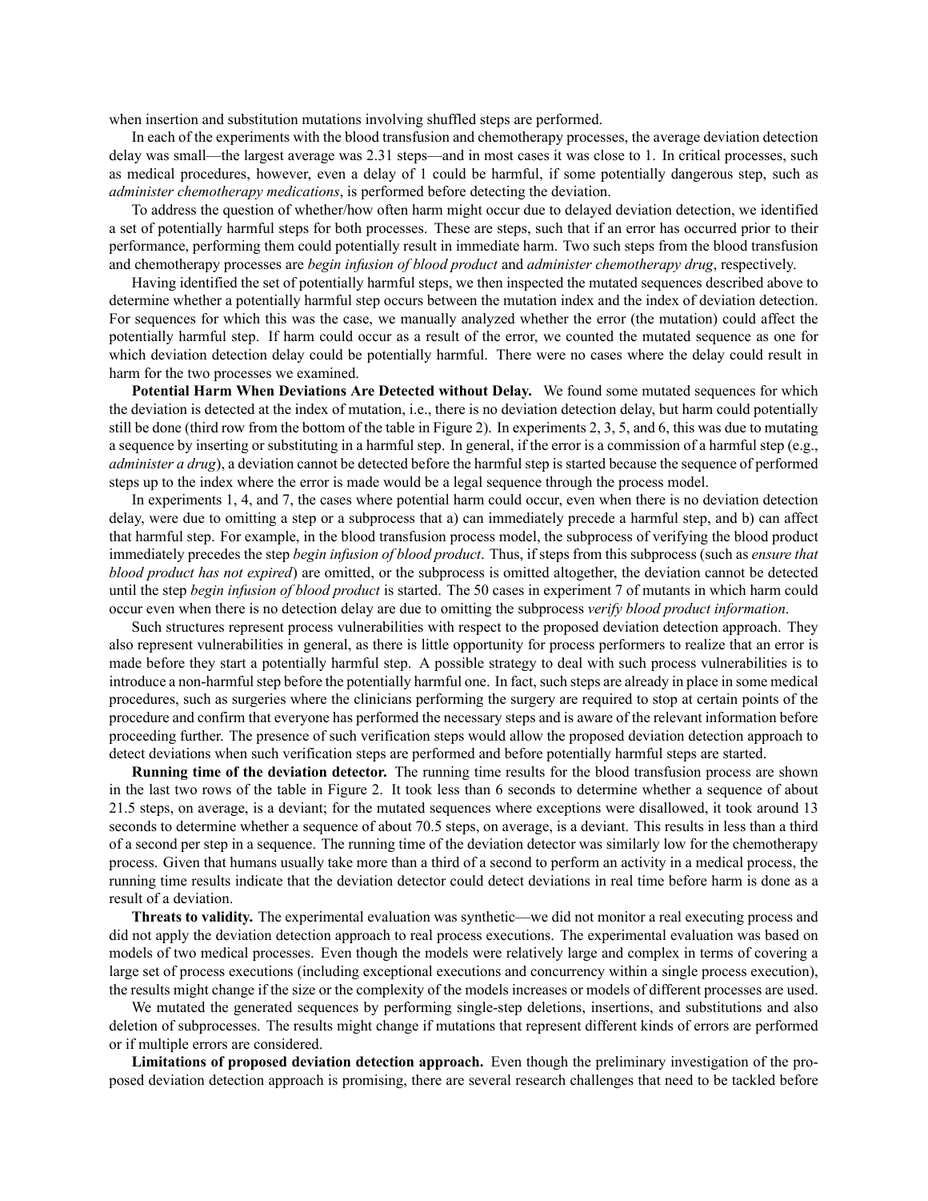when insertion and substitution mutations involving shuffled steps are performed.

In each of the experiments with the blood transfusion and chemotherapy processes, the average deviation detection delay was small—the largest average was 2.31 steps—and in most cases it was close to 1. In critical processes, such as medical procedures, however, even a delay of 1 could be harmful, if some potentially dangerous step, such as *administer chemotherapy medications*, is performed before detecting the deviation.

To address the question of whether/how often harm might occur due to delayed deviation detection, we identified a set of potentially harmful steps for both processes. These are steps, such that if an error has occurred prior to their performance, performing them could potentially result in immediate harm. Two such steps from the blood transfusion and chemotherapy processes are *begin infusion of blood product* and *administer chemotherapy drug*, respectively.

Having identified the set of potentially harmful steps, we then inspected the mutated sequences described above to determine whether a potentially harmful step occurs between the mutation index and the index of deviation detection. For sequences for which this was the case, we manually analyzed whether the error (the mutation) could affect the potentially harmful step. If harm could occur as a result of the error, we counted the mutated sequence as one for which deviation detection delay could be potentially harmful. There were no cases where the delay could result in harm for the two processes we examined.

**Potential Harm When Deviations Are Detected without Delay.** We found some mutated sequences for which the deviation is detected at the index of mutation, i.e., there is no deviation detection delay, but harm could potentially still be done (third row from the bottom of the table in Figure 2). In experiments 2, 3, 5, and 6, this was due to mutating a sequence by inserting or substituting in a harmful step. In general, if the error is a commission of a harmful step (e.g., *administer a drug*), a deviation cannot be detected before the harmful step is started because the sequence of performed steps up to the index where the error is made would be a legal sequence through the process model.

In experiments 1, 4, and 7, the cases where potential harm could occur, even when there is no deviation detection delay, were due to omitting a step or a subprocess that a) can immediately precede a harmful step, and b) can affect that harmful step. For example, in the blood transfusion process model, the subprocess of verifying the blood product immediately precedes the step *begin infusion of blood product*. Thus, if steps from this subprocess (such as *ensure that blood product has not expired*) are omitted, or the subprocess is omitted altogether, the deviation cannot be detected until the step *begin infusion of blood product* is started. The 50 cases in experiment 7 of mutants in which harm could occur even when there is no detection delay are due to omitting the subprocess *verify blood product information*.

Such structures represent process vulnerabilities with respect to the proposed deviation detection approach. They also represent vulnerabilities in general, as there is little opportunity for process performers to realize that an error is made before they start a potentially harmful step. A possible strategy to deal with such process vulnerabilities is to introduce a non-harmful step before the potentially harmful one. In fact, such steps are already in place in some medical procedures, such as surgeries where the clinicians performing the surgery are required to stop at certain points of the procedure and confirm that everyone has performed the necessary steps and is aware of the relevant information before proceeding further. The presence of such verification steps would allow the proposed deviation detection approach to detect deviations when such verification steps are performed and before potentially harmful steps are started.

**Running time of the deviation detector.** The running time results for the blood transfusion process are shown in the last two rows of the table in Figure 2. It took less than 6 seconds to determine whether a sequence of about 21.5 steps, on average, is a deviant; for the mutated sequences where exceptions were disallowed, it took around 13 seconds to determine whether a sequence of about 70.5 steps, on average, is a deviant. This results in less than a third of a second per step in a sequence. The running time of the deviation detector was similarly low for the chemotherapy process. Given that humans usually take more than a third of a second to perform an activity in a medical process, the running time results indicate that the deviation detector could detect deviations in real time before harm is done as a result of a deviation.

**Threats to validity.** The experimental evaluation was synthetic—we did not monitor a real executing process and did not apply the deviation detection approach to real process executions. The experimental evaluation was based on models of two medical processes. Even though the models were relatively large and complex in terms of covering a large set of process executions (including exceptional executions and concurrency within a single process execution), the results might change if the size or the complexity of the models increases or models of different processes are used.

We mutated the generated sequences by performing single-step deletions, insertions, and substitutions and also deletion of subprocesses. The results might change if mutations that represent different kinds of errors are performed or if multiple errors are considered.

**Limitations of proposed deviation detection approach.** Even though the preliminary investigation of the proposed deviation detection approach is promising, there are several research challenges that need to be tackled before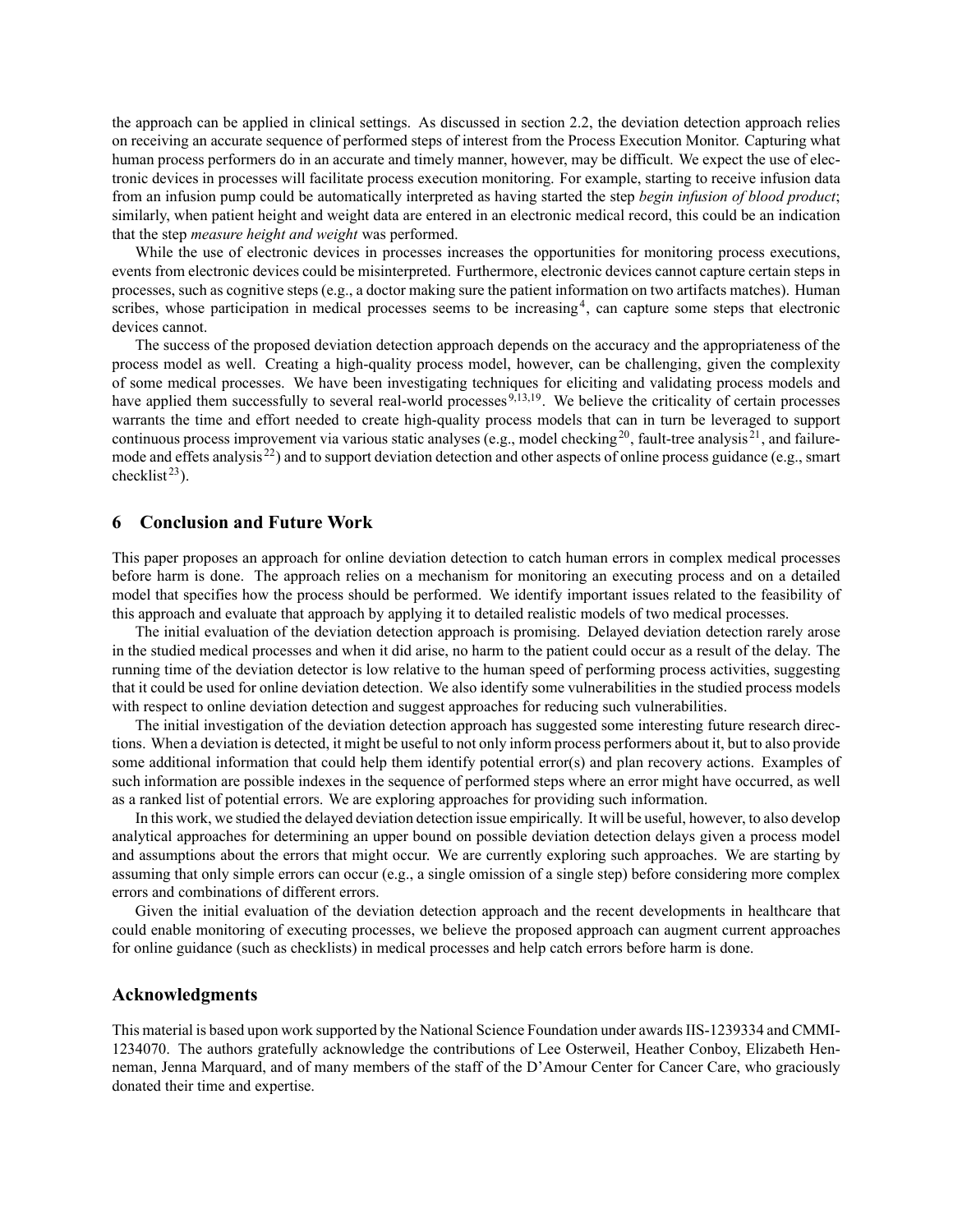the approach can be applied in clinical settings. As discussed in section 2.2, the deviation detection approach relies on receiving an accurate sequence of performed steps of interest from the Process Execution Monitor. Capturing what human process performers do in an accurate and timely manner, however, may be difficult. We expect the use of electronic devices in processes will facilitate process execution monitoring. For example, starting to receive infusion data from an infusion pump could be automatically interpreted as having started the step *begin infusion of blood product*; similarly, when patient height and weight data are entered in an electronic medical record, this could be an indication that the step *measure height and weight* was performed.

While the use of electronic devices in processes increases the opportunities for monitoring process executions, events from electronic devices could be misinterpreted. Furthermore, electronic devices cannot capture certain steps in processes, such as cognitive steps (e.g., a doctor making sure the patient information on two artifacts matches). Human scribes, whose participation in medical processes seems to be increasing[4], can capture some steps that electronic devices cannot.

The success of the proposed deviation detection approach depends on the accuracy and the appropriateness of the process model as well. Creating a high-quality process model, however, can be challenging, given the complexity of some medical processes. We have been investigating techniques for eliciting and validating process models and have applied them successfully to several real-world processes[9,13,19]. We believe the criticality of certain processes warrants the time and effort needed to create high-quality process models that can in turn be leveraged to support continuous process improvement via various static analyses (e.g., model checking[20], fault-tree analysis[21], and failure-mode and effets analysis[22]) and to support deviation detection and other aspects of online process guidance (e.g., smart checklist[23]).

## 6 Conclusion and Future Work

This paper proposes an approach for online deviation detection to catch human errors in complex medical processes before harm is done. The approach relies on a mechanism for monitoring an executing process and on a detailed model that specifies how the process should be performed. We identify important issues related to the feasibility of this approach and evaluate that approach by applying it to detailed realistic models of two medical processes.

The initial evaluation of the deviation detection approach is promising. Delayed deviation detection rarely arose in the studied medical processes and when it did arise, no harm to the patient could occur as a result of the delay. The running time of the deviation detector is low relative to the human speed of performing process activities, suggesting that it could be used for online deviation detection. We also identify some vulnerabilities in the studied process models with respect to online deviation detection and suggest approaches for reducing such vulnerabilities.

The initial investigation of the deviation detection approach has suggested some interesting future research directions. When a deviation is detected, it might be useful to not only inform process performers about it, but to also provide some additional information that could help them identify potential error(s) and plan recovery actions. Examples of such information are possible indexes in the sequence of performed steps where an error might have occurred, as well as a ranked list of potential errors. We are exploring approaches for providing such information.

In this work, we studied the delayed deviation detection issue empirically. It will be useful, however, to also develop analytical approaches for determining an upper bound on possible deviation detection delays given a process model and assumptions about the errors that might occur. We are currently exploring such approaches. We are starting by assuming that only simple errors can occur (e.g., a single omission of a single step) before considering more complex errors and combinations of different errors.

Given the initial evaluation of the deviation detection approach and the recent developments in healthcare that could enable monitoring of executing processes, we believe the proposed approach can augment current approaches for online guidance (such as checklists) in medical processes and help catch errors before harm is done.

## Acknowledgments

This material is based upon work supported by the National Science Foundation under awards IIS-1239334 and CMMI-1234070. The authors gratefully acknowledge the contributions of Lee Osterweil, Heather Conboy, Elizabeth Henneman, Jenna Marquard, and of many members of the staff of the D'Amour Center for Cancer Care, who graciously donated their time and expertise.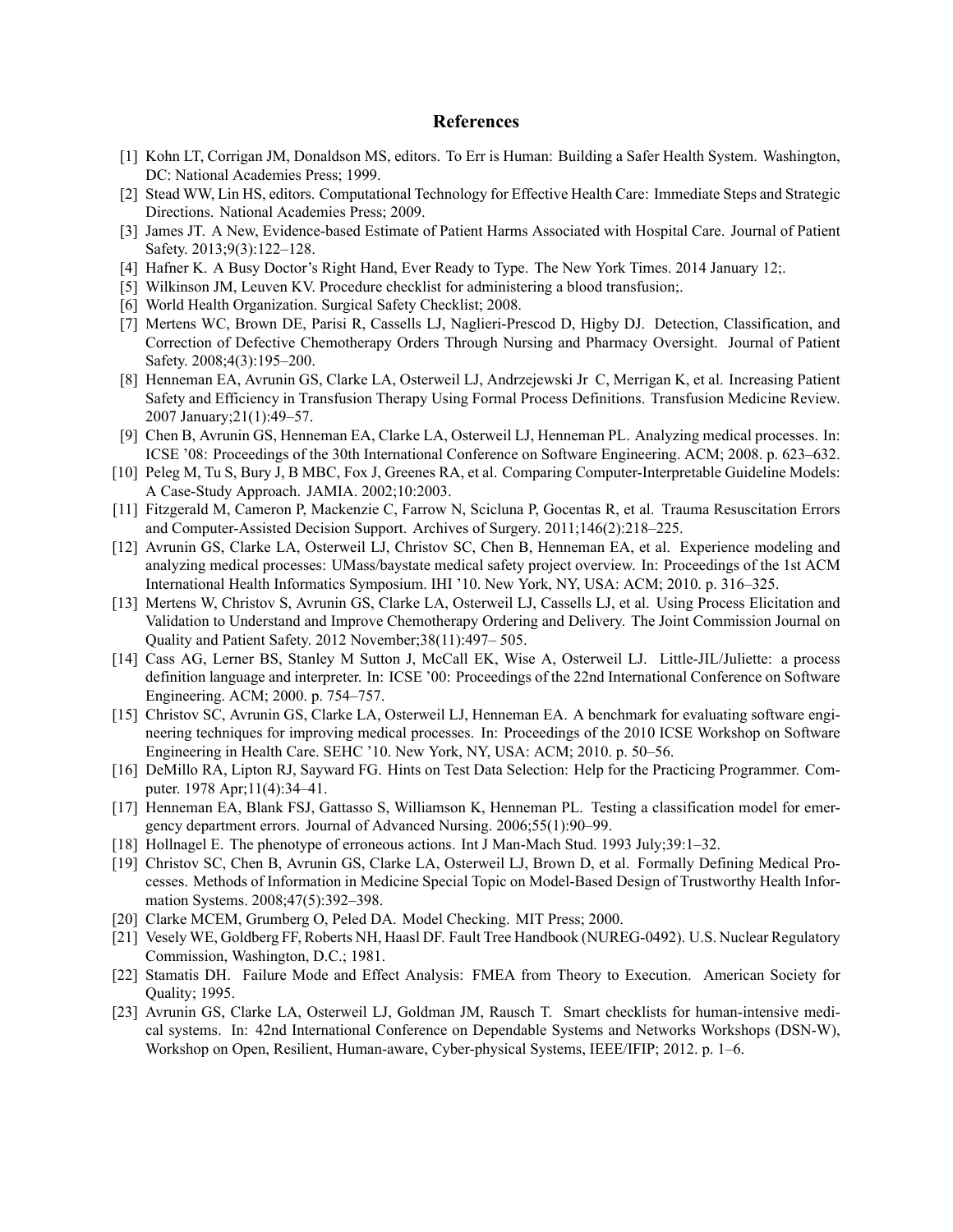## References

[1] Kohn LT, Corrigan JM, Donaldson MS, editors. To Err is Human: Building a Safer Health System. Washington, DC: National Academies Press; 1999.

[2] Stead WW, Lin HS, editors. Computational Technology for Effective Health Care: Immediate Steps and Strategic Directions. National Academies Press; 2009.

[3] James JT. A New, Evidence-based Estimate of Patient Harms Associated with Hospital Care. Journal of Patient Safety. 2013;9(3):122–128.

[4] Hafner K. A Busy Doctor's Right Hand, Ever Ready to Type. The New York Times. 2014 January 12;.

[5] Wilkinson JM, Leuven KV. Procedure checklist for administering a blood transfusion;.

[6] World Health Organization. Surgical Safety Checklist; 2008.

[7] Mertens WC, Brown DE, Parisi R, Cassells LJ, Naglieri-Prescod D, Higby DJ. Detection, Classification, and Correction of Defective Chemotherapy Orders Through Nursing and Pharmacy Oversight. Journal of Patient Safety. 2008;4(3):195–200.

[8] Henneman EA, Avrunin GS, Clarke LA, Osterweil LJ, Andrzejewski Jr C, Merrigan K, et al. Increasing Patient Safety and Efficiency in Transfusion Therapy Using Formal Process Definitions. Transfusion Medicine Review. 2007 January;21(1):49–57.

[9] Chen B, Avrunin GS, Henneman EA, Clarke LA, Osterweil LJ, Henneman PL. Analyzing medical processes. In: ICSE '08: Proceedings of the 30th International Conference on Software Engineering. ACM; 2008. p. 623–632.

[10] Peleg M, Tu S, Bury J, B MBC, Fox J, Greenes RA, et al. Comparing Computer-Interpretable Guideline Models: A Case-Study Approach. JAMIA. 2002;10:2003.

[11] Fitzgerald M, Cameron P, Mackenzie C, Farrow N, Scicluna P, Gocentas R, et al. Trauma Resuscitation Errors and Computer-Assisted Decision Support. Archives of Surgery. 2011;146(2):218–225.

[12] Avrunin GS, Clarke LA, Osterweil LJ, Christov SC, Chen B, Henneman EA, et al. Experience modeling and analyzing medical processes: UMass/baystate medical safety project overview. In: Proceedings of the 1st ACM International Health Informatics Symposium. IHI '10. New York, NY, USA: ACM; 2010. p. 316–325.

[13] Mertens W, Christov S, Avrunin GS, Clarke LA, Osterweil LJ, Cassells LJ, et al. Using Process Elicitation and Validation to Understand and Improve Chemotherapy Ordering and Delivery. The Joint Commission Journal on Quality and Patient Safety. 2012 November;38(11):497– 505.

[14] Cass AG, Lerner BS, Stanley M Sutton J, McCall EK, Wise A, Osterweil LJ. Little-JIL/Juliette: a process definition language and interpreter. In: ICSE '00: Proceedings of the 22nd International Conference on Software Engineering. ACM; 2000. p. 754–757.

[15] Christov SC, Avrunin GS, Clarke LA, Osterweil LJ, Henneman EA. A benchmark for evaluating software engineering techniques for improving medical processes. In: Proceedings of the 2010 ICSE Workshop on Software Engineering in Health Care. SEHC '10. New York, NY, USA: ACM; 2010. p. 50–56.

[16] DeMillo RA, Lipton RJ, Sayward FG. Hints on Test Data Selection: Help for the Practicing Programmer. Computer. 1978 Apr;11(4):34–41.

[17] Henneman EA, Blank FSJ, Gattasso S, Williamson K, Henneman PL. Testing a classification model for emergency department errors. Journal of Advanced Nursing. 2006;55(1):90–99.

[18] Hollnagel E. The phenotype of erroneous actions. Int J Man-Mach Stud. 1993 July;39:1–32.

[19] Christov SC, Chen B, Avrunin GS, Clarke LA, Osterweil LJ, Brown D, et al. Formally Defining Medical Processes. Methods of Information in Medicine Special Topic on Model-Based Design of Trustworthy Health Information Systems. 2008;47(5):392–398.

[20] Clarke MCEM, Grumberg O, Peled DA. Model Checking. MIT Press; 2000.

[21] Vesely WE, Goldberg FF, Roberts NH, Haasl DF. Fault Tree Handbook (NUREG-0492). U.S. Nuclear Regulatory Commission, Washington, D.C.; 1981.

[22] Stamatis DH. Failure Mode and Effect Analysis: FMEA from Theory to Execution. American Society for Quality; 1995.

[23] Avrunin GS, Clarke LA, Osterweil LJ, Goldman JM, Rausch T. Smart checklists for human-intensive medical systems. In: 42nd International Conference on Dependable Systems and Networks Workshops (DSN-W), Workshop on Open, Resilient, Human-aware, Cyber-physical Systems, IEEE/IFIP; 2012. p. 1–6.